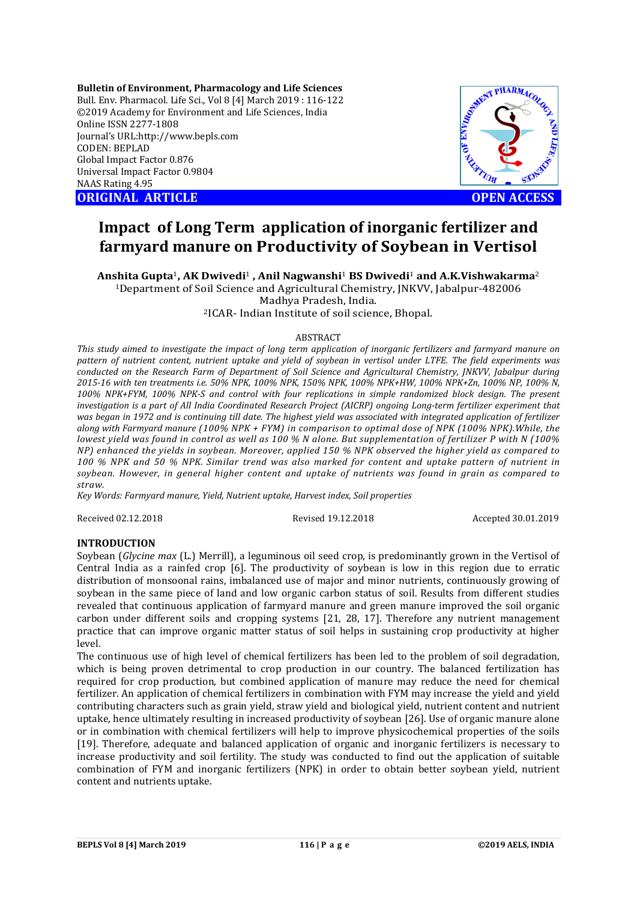**Bulletin of Environment, Pharmacology and Life Sciences**
Bull. Env. Pharmacol. Life Sci., Vol 8 [4] March 2019 : 116-122
©2019 Academy for Environment and Life Sciences, India
Online ISSN 2277-1808
Journal's URL:http://www.bepls.com
CODEN: BEPLAD
Global Impact Factor 0.876
Universal Impact Factor 0.9804
NAAS Rating 4.95

**ORIGINAL ARTICLE** **OPEN ACCESS**

# Impact of Long Term application of inorganic fertilizer and farmyard manure on Productivity of Soybean in Vertisol

**Anshita Gupta[1], AK Dwivedi[1], Anil Nagwanshi[1] BS Dwivedi[1] and A.K.Vishwakarma[2]**

[1]Department of Soil Science and Agricultural Chemistry, JNKVV, Jabalpur-482006 Madhya Pradesh, India.

[2]ICAR- Indian Institute of soil science, Bhopal.

## ABSTRACT

*This study aimed to investigate the impact of long term application of inorganic fertilizers and farmyard manure on pattern of nutrient content, nutrient uptake and yield of soybean in vertisol under LTFE. The field experiments was conducted on the Research Farm of Department of Soil Science and Agricultural Chemistry, JNKVV, Jabalpur during 2015-16 with ten treatments i.e. 50% NPK, 100% NPK, 150% NPK, 100% NPK+HW, 100% NPK+Zn, 100% NP, 100% N, 100% NPK+FYM, 100% NPK-S and control with four replications in simple randomized block design. The present investigation is a part of All India Coordinated Research Project (AICRP) ongoing Long-term fertilizer experiment that was began in 1972 and is continuing till date. The highest yield was associated with integrated application of fertilizer along with Farmyard manure (100% NPK + FYM) in comparison to optimal dose of NPK (100% NPK).While, the lowest yield was found in control as well as 100 % N alone. But supplementation of fertilizer P with N (100% NP) enhanced the yields in soybean. Moreover, applied 150 % NPK observed the higher yield as compared to 100 % NPK and 50 % NPK. Similar trend was also marked for content and uptake pattern of nutrient in soybean. However, in general higher content and uptake of nutrients was found in grain as compared to straw.*

*Key Words: Farmyard manure, Yield, Nutrient uptake, Harvest index, Soil properties*

Received 02.12.2018 Revised 19.12.2018 Accepted 30.01.2019

## INTRODUCTION

Soybean (*Glycine max* (L.) Merrill), a leguminous oil seed crop, is predominantly grown in the Vertisol of Central India as a rainfed crop [6]. The productivity of soybean is low in this region due to erratic distribution of monsoonal rains, imbalanced use of major and minor nutrients, continuously growing of soybean in the same piece of land and low organic carbon status of soil. Results from different studies revealed that continuous application of farmyard manure and green manure improved the soil organic carbon under different soils and cropping systems [21, 28, 17]. Therefore any nutrient management practice that can improve organic matter status of soil helps in sustaining crop productivity at higher level.

The continuous use of high level of chemical fertilizers has been led to the problem of soil degradation, which is being proven detrimental to crop production in our country. The balanced fertilization has required for crop production, but combined application of manure may reduce the need for chemical fertilizer. An application of chemical fertilizers in combination with FYM may increase the yield and yield contributing characters such as grain yield, straw yield and biological yield, nutrient content and nutrient uptake, hence ultimately resulting in increased productivity of soybean [26]. Use of organic manure alone or in combination with chemical fertilizers will help to improve physicochemical properties of the soils [19]. Therefore, adequate and balanced application of organic and inorganic fertilizers is necessary to increase productivity and soil fertility. The study was conducted to find out the application of suitable combination of FYM and inorganic fertilizers (NPK) in order to obtain better soybean yield, nutrient content and nutrients uptake.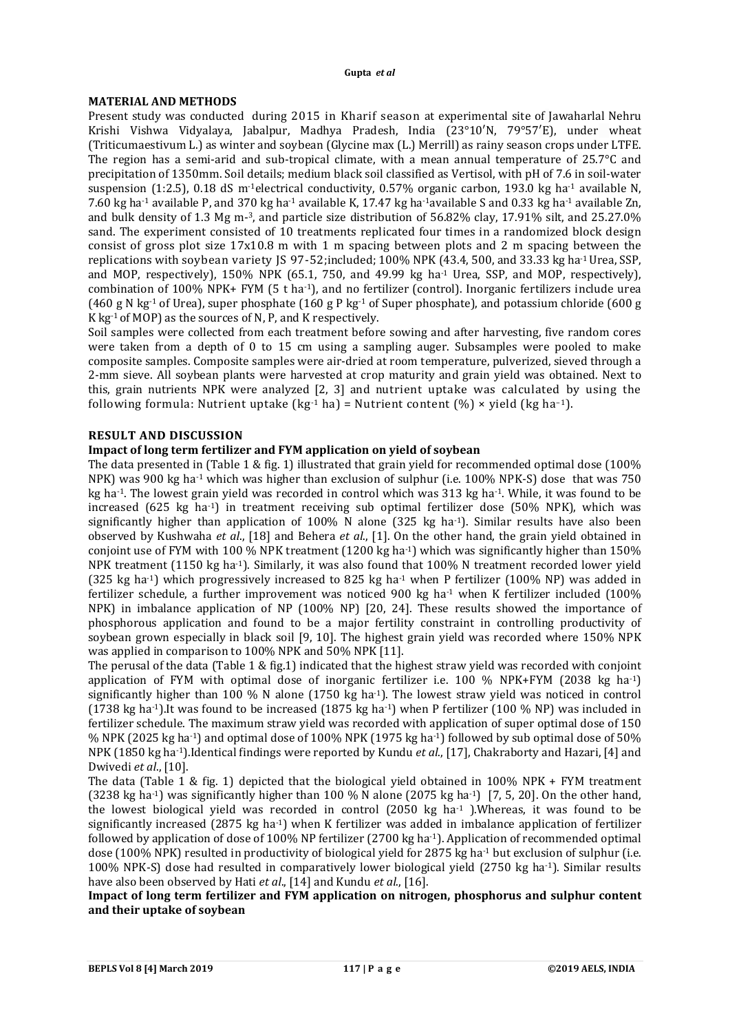## MATERIAL AND METHODS

Present study was conducted during 2015 in Kharif season at experimental site of Jawaharlal Nehru Krishi Vishwa Vidyalaya, Jabalpur, Madhya Pradesh, India (23°10′N, 79°57′E), under wheat (Triticumaestivum L.) as winter and soybean (Glycine max (L.) Merrill) as rainy season crops under LTFE. The region has a semi-arid and sub-tropical climate, with a mean annual temperature of 25.7°C and precipitation of 1350mm. Soil details; medium black soil classified as Vertisol, with pH of 7.6 in soil-water suspension (1:2.5), 0.18 dS $m^{-1}$electrical conductivity, 0.57% organic carbon, 193.0 kg $ha^{-1}$ available N, 7.60 kg $ha^{-1}$ available P, and 370 kg $ha^{-1}$ available K, 17.47 kg $ha^{-1}$available S and 0.33 kg $ha^{-1}$ available Zn, and bulk density of 1.3 Mg $m^{-3}$, and particle size distribution of 56.82% clay, 17.91% silt, and 25.27.0% sand. The experiment consisted of 10 treatments replicated four times in a randomized block design consist of gross plot size 17x10.8 m with 1 m spacing between plots and 2 m spacing between the replications with soybean variety JS 97-52;included; 100% NPK (43.4, 500, and 33.33 kg $ha^{-1}$ Urea, SSP, and MOP, respectively), 150% NPK (65.1, 750, and 49.99 kg $ha^{-1}$ Urea, SSP, and MOP, respectively), combination of 100% NPK+ FYM (5 t $ha^{-1}$), and no fertilizer (control). Inorganic fertilizers include urea (460 g N $kg^{-1}$ of Urea), super phosphate (160 g P $kg^{-1}$ of Super phosphate), and potassium chloride (600 g K $kg^{-1}$ of MOP) as the sources of N, P, and K respectively.

Soil samples were collected from each treatment before sowing and after harvesting, five random cores were taken from a depth of 0 to 15 cm using a sampling auger. Subsamples were pooled to make composite samples. Composite samples were air-dried at room temperature, pulverized, sieved through a 2-mm sieve. All soybean plants were harvested at crop maturity and grain yield was obtained. Next to this, grain nutrients NPK were analyzed [2, 3] and nutrient uptake was calculated by using the following formula: Nutrient uptake ($kg^{-1}$ ha) = Nutrient content (%) × yield (kg $ha^{-1}$).

## RESULT AND DISCUSSION

### Impact of long term fertilizer and FYM application on yield of soybean

The data presented in (Table 1 & fig. 1) illustrated that grain yield for recommended optimal dose (100% NPK) was 900 kg $ha^{-1}$ which was higher than exclusion of sulphur (i.e. 100% NPK-S) dose that was 750 kg $ha^{-1}$. The lowest grain yield was recorded in control which was 313 kg $ha^{-1}$. While, it was found to be increased (625 kg $ha^{-1}$) in treatment receiving sub optimal fertilizer dose (50% NPK), which was significantly higher than application of 100% N alone (325 kg $ha^{-1}$). Similar results have also been observed by Kushwaha *et al*., [18] and Behera *et al*., [1]. On the other hand, the grain yield obtained in conjoint use of FYM with 100 % NPK treatment (1200 kg $ha^{-1}$) which was significantly higher than 150% NPK treatment (1150 kg $ha^{-1}$). Similarly, it was also found that 100% N treatment recorded lower yield (325 kg $ha^{-1}$) which progressively increased to 825 kg $ha^{-1}$ when P fertilizer (100% NP) was added in fertilizer schedule, a further improvement was noticed 900 kg $ha^{-1}$ when K fertilizer included (100% NPK) in imbalance application of NP (100% NP) [20, 24]. These results showed the importance of phosphorous application and found to be a major fertility constraint in controlling productivity of soybean grown especially in black soil [9, 10]. The highest grain yield was recorded where 150% NPK was applied in comparison to 100% NPK and 50% NPK [11].

The perusal of the data (Table 1 & fig.1) indicated that the highest straw yield was recorded with conjoint application of FYM with optimal dose of inorganic fertilizer i.e. 100 % NPK+FYM (2038 kg $ha^{-1}$) significantly higher than 100 % N alone (1750 kg $ha^{-1}$). The lowest straw yield was noticed in control (1738 kg $ha^{-1}$).It was found to be increased (1875 kg $ha^{-1}$) when P fertilizer (100 % NP) was included in fertilizer schedule. The maximum straw yield was recorded with application of super optimal dose of 150 % NPK (2025 kg $ha^{-1}$) and optimal dose of 100% NPK (1975 kg $ha^{-1}$) followed by sub optimal dose of 50% NPK (1850 kg $ha^{-1}$).Identical findings were reported by Kundu *et al*., [17], Chakraborty and Hazari, [4] and Dwivedi *et al*., [10].

The data (Table 1 & fig. 1) depicted that the biological yield obtained in 100% NPK + FYM treatment (3238 kg $ha^{-1}$) was significantly higher than 100 % N alone (2075 kg $ha^{-1}$) [7, 5, 20]. On the other hand, the lowest biological yield was recorded in control (2050 kg $ha^{-1}$ ).Whereas, it was found to be significantly increased (2875 kg $ha^{-1}$) when K fertilizer was added in imbalance application of fertilizer followed by application of dose of 100% NP fertilizer (2700 kg $ha^{-1}$). Application of recommended optimal dose (100% NPK) resulted in productivity of biological yield for 2875 kg $ha^{-1}$ but exclusion of sulphur (i.e. 100% NPK-S) dose had resulted in comparatively lower biological yield (2750 kg $ha^{-1}$). Similar results have also been observed by Hati *et al*., [14] and Kundu *et al*., [16].

### Impact of long term fertilizer and FYM application on nitrogen, phosphorus and sulphur content and their uptake of soybean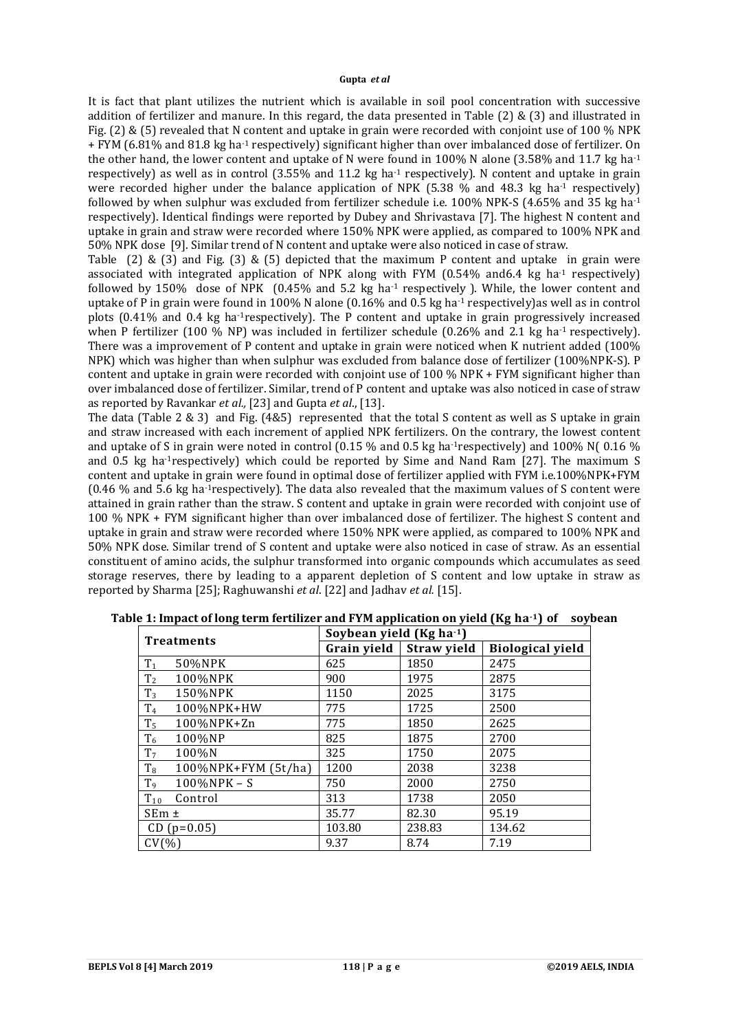It is fact that plant utilizes the nutrient which is available in soil pool concentration with successive addition of fertilizer and manure. In this regard, the data presented in Table (2) & (3) and illustrated in Fig. (2) & (5) revealed that N content and uptake in grain were recorded with conjoint use of 100 % NPK + FYM (6.81% and 81.8 kg ha$^{-1}$ respectively) significant higher than over imbalanced dose of fertilizer. On the other hand, the lower content and uptake of N were found in 100% N alone (3.58% and 11.7 kg ha$^{-1}$ respectively) as well as in control (3.55% and 11.2 kg ha$^{-1}$ respectively). N content and uptake in grain were recorded higher under the balance application of NPK (5.38 % and 48.3 kg ha$^{-1}$ respectively) followed by when sulphur was excluded from fertilizer schedule i.e. 100% NPK-S (4.65% and 35 kg ha$^{-1}$ respectively). Identical findings were reported by Dubey and Shrivastava [7]. The highest N content and uptake in grain and straw were recorded where 150% NPK were applied, as compared to 100% NPK and 50% NPK dose [9]. Similar trend of N content and uptake were also noticed in case of straw.

Table (2) & (3) and Fig. (3) & (5) depicted that the maximum P content and uptake in grain were associated with integrated application of NPK along with FYM (0.54% and6.4 kg ha$^{-1}$ respectively) followed by 150% dose of NPK (0.45% and 5.2 kg ha$^{-1}$ respectively ). While, the lower content and uptake of P in grain were found in 100% N alone (0.16% and 0.5 kg ha$^{-1}$ respectively)as well as in control plots (0.41% and 0.4 kg ha$^{-1}$respectively). The P content and uptake in grain progressively increased when P fertilizer (100 % NP) was included in fertilizer schedule (0.26% and 2.1 kg ha$^{-1}$ respectively). There was a improvement of P content and uptake in grain were noticed when K nutrient added (100% NPK) which was higher than when sulphur was excluded from balance dose of fertilizer (100%NPK-S). P content and uptake in grain were recorded with conjoint use of 100 % NPK + FYM significant higher than over imbalanced dose of fertilizer. Similar, trend of P content and uptake was also noticed in case of straw as reported by Ravankar *et al.,* [23] and Gupta *et al*., [13].

The data (Table 2 & 3) and Fig. (4&5) represented that the total S content as well as S uptake in grain and straw increased with each increment of applied NPK fertilizers. On the contrary, the lowest content and uptake of S in grain were noted in control (0.15 % and 0.5 kg ha$^{-1}$respectively) and 100% N( 0.16 % and 0.5 kg ha$^{-1}$respectively) which could be reported by Sime and Nand Ram [27]. The maximum S content and uptake in grain were found in optimal dose of fertilizer applied with FYM i.e.100%NPK+FYM (0.46 % and 5.6 kg ha$^{-1}$respectively). The data also revealed that the maximum values of S content were attained in grain rather than the straw. S content and uptake in grain were recorded with conjoint use of 100 % NPK + FYM significant higher than over imbalanced dose of fertilizer. The highest S content and uptake in grain and straw were recorded where 150% NPK were applied, as compared to 100% NPK and 50% NPK dose. Similar trend of S content and uptake were also noticed in case of straw. As an essential constituent of amino acids, the sulphur transformed into organic compounds which accumulates as seed storage reserves, there by leading to a apparent depletion of S content and low uptake in straw as reported by Sharma [25]; Raghuwanshi *et al*. [22] and Jadhav *et al.* [15].

**Table 1: Impact of long term fertilizer and FYM application on yield (Kg ha$^{-1}$) of soybean**

| Treatments | Soybean yield (Kg ha$^{-1}$) | | |
|---|---|---|---|
| | Grain yield | Straw yield | Biological yield |
| $T_1$ 50%NPK | 625 | 1850 | 2475 |
| $T_2$ 100%NPK | 900 | 1975 | 2875 |
| $T_3$ 150%NPK | 1150 | 2025 | 3175 |
| $T_4$ 100%NPK+HW | 775 | 1725 | 2500 |
| $T_5$ 100%NPK+Zn | 775 | 1850 | 2625 |
| $T_6$ 100%NP | 825 | 1875 | 2700 |
| $T_7$ 100%N | 325 | 1750 | 2075 |
| $T_8$ 100%NPK+FYM (5t/ha) | 1200 | 2038 | 3238 |
| $T_9$ 100%NPK – S | 750 | 2000 | 2750 |
| $T_{10}$ Control | 313 | 1738 | 2050 |
| SEm ± | 35.77 | 82.30 | 95.19 |
| CD (p=0.05) | 103.80 | 238.83 | 134.62 |
| CV(%) | 9.37 | 8.74 | 7.19 |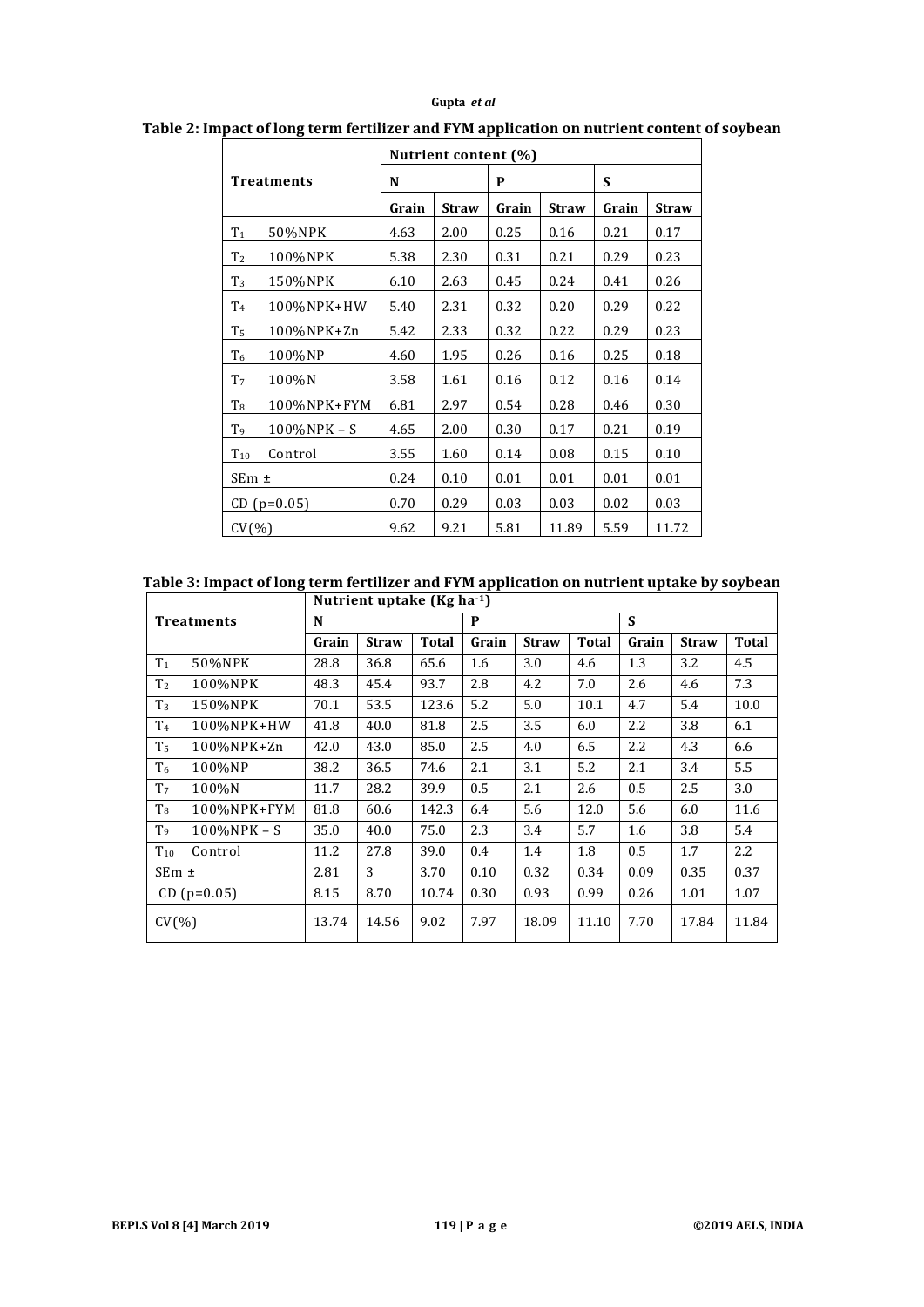**Table 2: Impact of long term fertilizer and FYM application on nutrient content of soybean**

| Treatments | Nutrient content (%) | | | | | |
|---|---|---|---|---|---|---|
| | N | | P | | S | |
| | Grain | Straw | Grain | Straw | Grain | Straw |
| $T_1$ 50%NPK | 4.63 | 2.00 | 0.25 | 0.16 | 0.21 | 0.17 |
| $T_2$ 100%NPK | 5.38 | 2.30 | 0.31 | 0.21 | 0.29 | 0.23 |
| $T_3$ 150%NPK | 6.10 | 2.63 | 0.45 | 0.24 | 0.41 | 0.26 |
| $T_4$ 100%NPK+HW | 5.40 | 2.31 | 0.32 | 0.20 | 0.29 | 0.22 |
| $T_5$ 100%NPK+Zn | 5.42 | 2.33 | 0.32 | 0.22 | 0.29 | 0.23 |
| $T_6$ 100%NP | 4.60 | 1.95 | 0.26 | 0.16 | 0.25 | 0.18 |
| $T_7$ 100%N | 3.58 | 1.61 | 0.16 | 0.12 | 0.16 | 0.14 |
| $T_8$ 100%NPK+FYM | 6.81 | 2.97 | 0.54 | 0.28 | 0.46 | 0.30 |
| $T_9$ 100%NPK – S | 4.65 | 2.00 | 0.30 | 0.17 | 0.21 | 0.19 |
| $T_{10}$ Control | 3.55 | 1.60 | 0.14 | 0.08 | 0.15 | 0.10 |
| SEm ± | 0.24 | 0.10 | 0.01 | 0.01 | 0.01 | 0.01 |
| CD (p=0.05) | 0.70 | 0.29 | 0.03 | 0.03 | 0.02 | 0.03 |
| CV(%) | 9.62 | 9.21 | 5.81 | 11.89 | 5.59 | 11.72 |

**Table 3: Impact of long term fertilizer and FYM application on nutrient uptake by soybean**

| Treatments | Nutrient uptake (Kg ha$^{-1}$) | | | | | | | | |
|---|---|---|---|---|---|---|---|---|---|
| | N | | | P | | | S | | |
| | Grain | Straw | Total | Grain | Straw | Total | Grain | Straw | Total |
| $T_1$ 50%NPK | 28.8 | 36.8 | 65.6 | 1.6 | 3.0 | 4.6 | 1.3 | 3.2 | 4.5 |
| $T_2$ 100%NPK | 48.3 | 45.4 | 93.7 | 2.8 | 4.2 | 7.0 | 2.6 | 4.6 | 7.3 |
| $T_3$ 150%NPK | 70.1 | 53.5 | 123.6 | 5.2 | 5.0 | 10.1 | 4.7 | 5.4 | 10.0 |
| $T_4$ 100%NPK+HW | 41.8 | 40.0 | 81.8 | 2.5 | 3.5 | 6.0 | 2.2 | 3.8 | 6.1 |
| $T_5$ 100%NPK+Zn | 42.0 | 43.0 | 85.0 | 2.5 | 4.0 | 6.5 | 2.2 | 4.3 | 6.6 |
| $T_6$ 100%NP | 38.2 | 36.5 | 74.6 | 2.1 | 3.1 | 5.2 | 2.1 | 3.4 | 5.5 |
| $T_7$ 100%N | 11.7 | 28.2 | 39.9 | 0.5 | 2.1 | 2.6 | 0.5 | 2.5 | 3.0 |
| $T_8$ 100%NPK+FYM | 81.8 | 60.6 | 142.3 | 6.4 | 5.6 | 12.0 | 5.6 | 6.0 | 11.6 |
| $T_9$ 100%NPK – S | 35.0 | 40.0 | 75.0 | 2.3 | 3.4 | 5.7 | 1.6 | 3.8 | 5.4 |
| $T_{10}$ Control | 11.2 | 27.8 | 39.0 | 0.4 | 1.4 | 1.8 | 0.5 | 1.7 | 2.2 |
| SEm ± | 2.81 | 3 | 3.70 | 0.10 | 0.32 | 0.34 | 0.09 | 0.35 | 0.37 |
| CD (p=0.05) | 8.15 | 8.70 | 10.74 | 0.30 | 0.93 | 0.99 | 0.26 | 1.01 | 1.07 |
| CV(%) | 13.74 | 14.56 | 9.02 | 7.97 | 18.09 | 11.10 | 7.70 | 17.84 | 11.84 |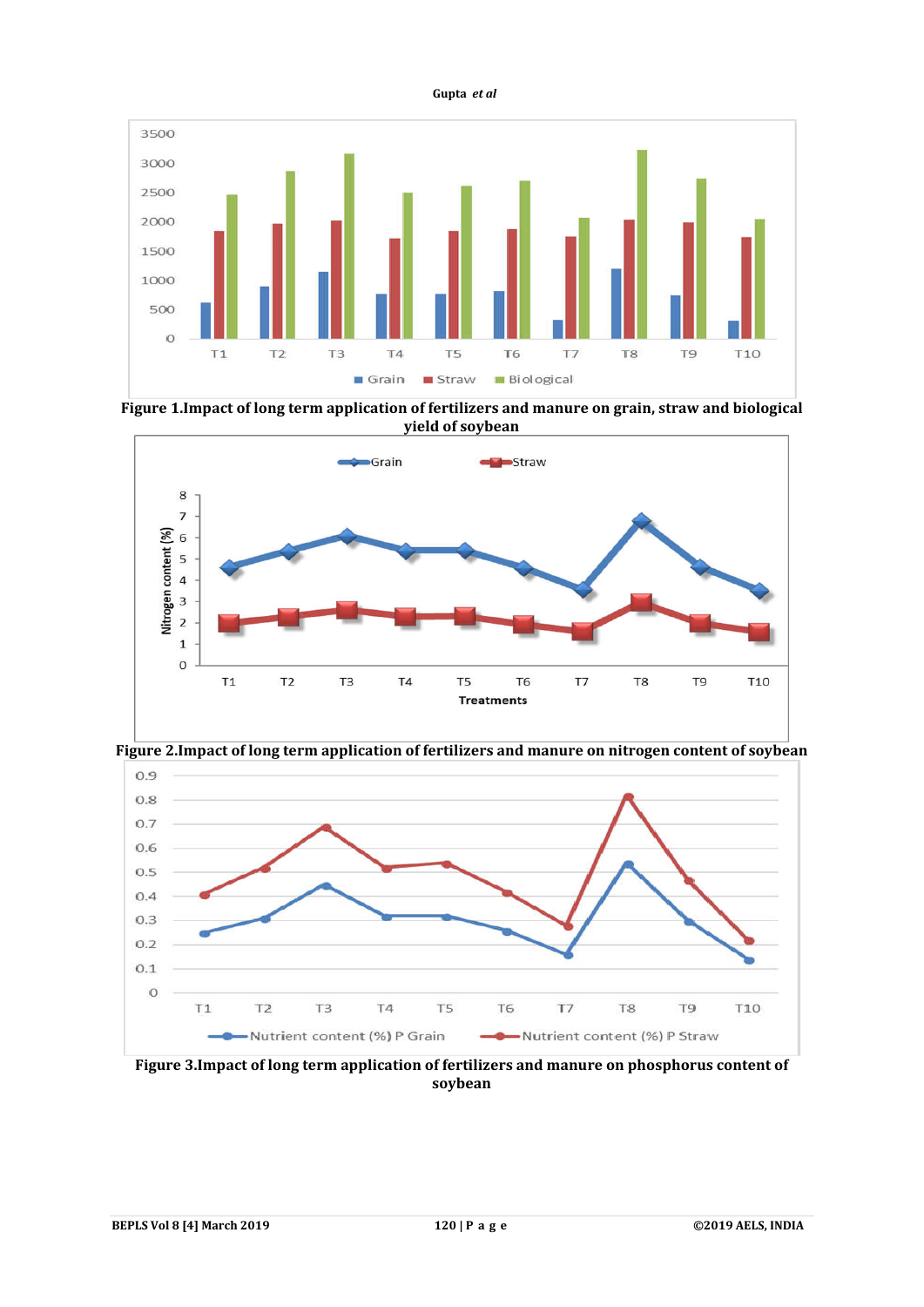**Figure 1.Impact of long term application of fertilizers and manure on grain, straw and biological yield of soybean**

**Figure 2.Impact of long term application of fertilizers and manure on nitrogen content of soybean**

**Figure 3.Impact of long term application of fertilizers and manure on phosphorus content of soybean**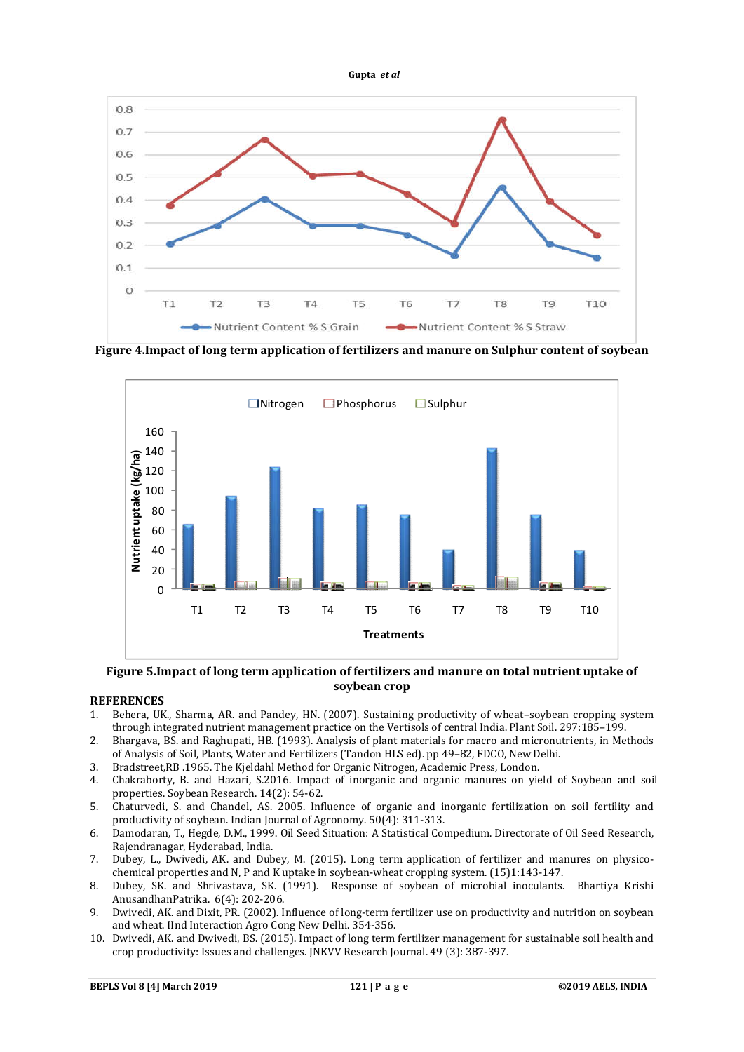**Figure 4.Impact of long term application of fertilizers and manure on Sulphur content of soybean**

**Figure 5.Impact of long term application of fertilizers and manure on total nutrient uptake of soybean crop**

## REFERENCES

1. Behera, UK., Sharma, AR. and Pandey, HN. (2007). Sustaining productivity of wheat–soybean cropping system through integrated nutrient management practice on the Vertisols of central India. Plant Soil. 297:185–199.
2. Bhargava, BS. and Raghupati, HB. (1993). Analysis of plant materials for macro and micronutrients, in Methods of Analysis of Soil, Plants, Water and Fertilizers (Tandon HLS ed). pp 49–82, FDCO, New Delhi.
3. Bradstreet,RB .1965. The Kjeldahl Method for Organic Nitrogen, Academic Press, London.
4. Chakraborty, B. and Hazari, S.2016. Impact of inorganic and organic manures on yield of Soybean and soil properties. Soybean Research. 14(2): 54-62.
5. Chaturvedi, S. and Chandel, AS. 2005. Influence of organic and inorganic fertilization on soil fertility and productivity of soybean. Indian Journal of Agronomy. 50(4): 311-313.
6. Damodaran, T., Hegde, D.M., 1999. Oil Seed Situation: A Statistical Compedium. Directorate of Oil Seed Research, Rajendranagar, Hyderabad, India.
7. Dubey, L., Dwivedi, AK. and Dubey, M. (2015). Long term application of fertilizer and manures on physico-chemical properties and N, P and K uptake in soybean-wheat cropping system. (15)1:143-147.
8. Dubey, SK. and Shrivastava, SK. (1991). Response of soybean of microbial inoculants. Bhartiya Krishi AnusandhanPatrika. 6(4): 202-206.
9. Dwivedi, AK. and Dixit, PR. (2002). Influence of long-term fertilizer use on productivity and nutrition on soybean and wheat. IInd Interaction Agro Cong New Delhi. 354-356.
10. Dwivedi, AK. and Dwivedi, BS. (2015). Impact of long term fertilizer management for sustainable soil health and crop productivity: Issues and challenges. JNKVV Research Journal. 49 (3): 387-397.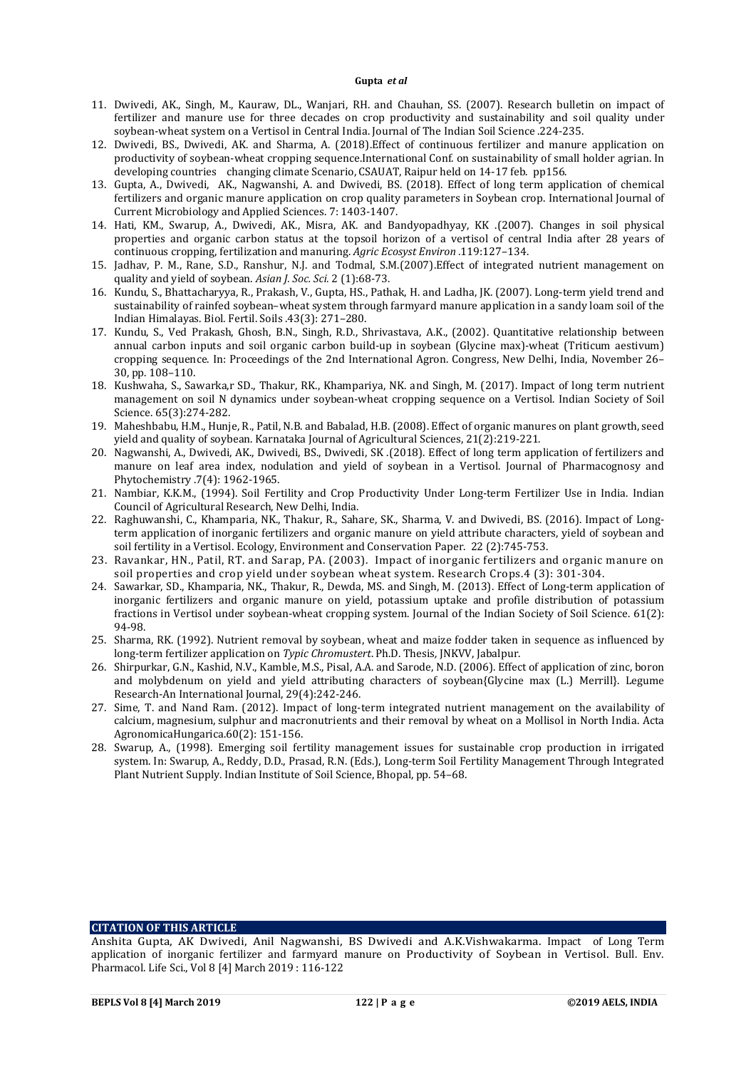11. Dwivedi, AK., Singh, M., Kauraw, DL., Wanjari, RH. and Chauhan, SS. (2007). Research bulletin on impact of fertilizer and manure use for three decades on crop productivity and sustainability and soil quality under soybean-wheat system on a Vertisol in Central India. Journal of The Indian Soil Science .224-235.
12. Dwivedi, BS., Dwivedi, AK. and Sharma, A. (2018).Effect of continuous fertilizer and manure application on productivity of soybean-wheat cropping sequence.International Conf. on sustainability of small holder agrian. In developing countries changing climate Scenario, CSAUAT, Raipur held on 14-17 feb. pp156.
13. Gupta, A., Dwivedi, AK., Nagwanshi, A. and Dwivedi, BS. (2018). Effect of long term application of chemical fertilizers and organic manure application on crop quality parameters in Soybean crop. International Journal of Current Microbiology and Applied Sciences. 7: 1403-1407.
14. Hati, KM., Swarup, A., Dwivedi, AK., Misra, AK. and Bandyopadhyay, KK .(2007). Changes in soil physical properties and organic carbon status at the topsoil horizon of a vertisol of central India after 28 years of continuous cropping, fertilization and manuring. *Agric Ecosyst Environ* .119:127–134.
15. Jadhav, P. M., Rane, S.D., Ranshur, N.J. and Todmal, S.M.(2007).Effect of integrated nutrient management on quality and yield of soybean. *Asian J. Soc. Sci.* 2 (1):68-73.
16. Kundu, S., Bhattacharyya, R., Prakash, V., Gupta, HS., Pathak, H. and Ladha, JK. (2007). Long-term yield trend and sustainability of rainfed soybean–wheat system through farmyard manure application in a sandy loam soil of the Indian Himalayas. Biol. Fertil. Soils .43(3): 271–280.
17. Kundu, S., Ved Prakash, Ghosh, B.N., Singh, R.D., Shrivastava, A.K., (2002). Quantitative relationship between annual carbon inputs and soil organic carbon build-up in soybean (Glycine max)-wheat (Triticum aestivum) cropping sequence. In: Proceedings of the 2nd International Agron. Congress, New Delhi, India, November 26–30, pp. 108–110.
18. Kushwaha, S., Sawarka,r SD., Thakur, RK., Khampariya, NK. and Singh, M. (2017). Impact of long term nutrient management on soil N dynamics under soybean-wheat cropping sequence on a Vertisol. Indian Society of Soil Science. 65(3):274-282.
19. Maheshbabu, H.M., Hunje, R., Patil, N.B. and Babalad, H.B. (2008). Effect of organic manures on plant growth, seed yield and quality of soybean. Karnataka Journal of Agricultural Sciences, 21(2):219-221.
20. Nagwanshi, A., Dwivedi, AK., Dwivedi, BS., Dwivedi, SK .(2018). Effect of long term application of fertilizers and manure on leaf area index, nodulation and yield of soybean in a Vertisol. Journal of Pharmacognosy and Phytochemistry .7(4): 1962-1965.
21. Nambiar, K.K.M., (1994). Soil Fertility and Crop Productivity Under Long-term Fertilizer Use in India. Indian Council of Agricultural Research, New Delhi, India.
22. Raghuwanshi, C., Khamparia, NK., Thakur, R., Sahare, SK., Sharma, V. and Dwivedi, BS. (2016). Impact of Long-term application of inorganic fertilizers and organic manure on yield attribute characters, yield of soybean and soil fertility in a Vertisol. Ecology, Environment and Conservation Paper. 22 (2):745-753.
23. Ravankar, HN., Patil, RT. and Sarap, PA. (2003). Impact of inorganic fertilizers and organic manure on soil properties and crop yield under soybean wheat system. Research Crops.4 (3): 301-304.
24. Sawarkar, SD., Khamparia, NK., Thakur, R., Dewda, MS. and Singh, M. (2013). Effect of Long-term application of inorganic fertilizers and organic manure on yield, potassium uptake and profile distribution of potassium fractions in Vertisol under soybean-wheat cropping system. Journal of the Indian Society of Soil Science. 61(2): 94-98.
25. Sharma, RK. (1992). Nutrient removal by soybean, wheat and maize fodder taken in sequence as influenced by long-term fertilizer application on *Typic Chromustert*. Ph.D. Thesis, JNKVV, Jabalpur.
26. Shirpurkar, G.N., Kashid, N.V., Kamble, M.S., Pisal, A.A. and Sarode, N.D. (2006). Effect of application of zinc, boron and molybdenum on yield and yield attributing characters of soybean{Glycine max (L.) Merrill}. Legume Research-An International Journal, 29(4):242-246.
27. Sime, T. and Nand Ram. (2012). Impact of long-term integrated nutrient management on the availability of calcium, magnesium, sulphur and macronutrients and their removal by wheat on a Mollisol in North India. Acta AgronomicaHungarica.60(2): 151-156.
28. Swarup, A., (1998). Emerging soil fertility management issues for sustainable crop production in irrigated system. In: Swarup, A., Reddy, D.D., Prasad, R.N. (Eds.), Long-term Soil Fertility Management Through Integrated Plant Nutrient Supply. Indian Institute of Soil Science, Bhopal, pp. 54–68.

**CITATION OF THIS ARTICLE**

Anshita Gupta, AK Dwivedi, Anil Nagwanshi, BS Dwivedi and A.K.Vishwakarma. Impact of Long Term application of inorganic fertilizer and farmyard manure on Productivity of Soybean in Vertisol. Bull. Env. Pharmacol. Life Sci., Vol 8 [4] March 2019 : 116-122